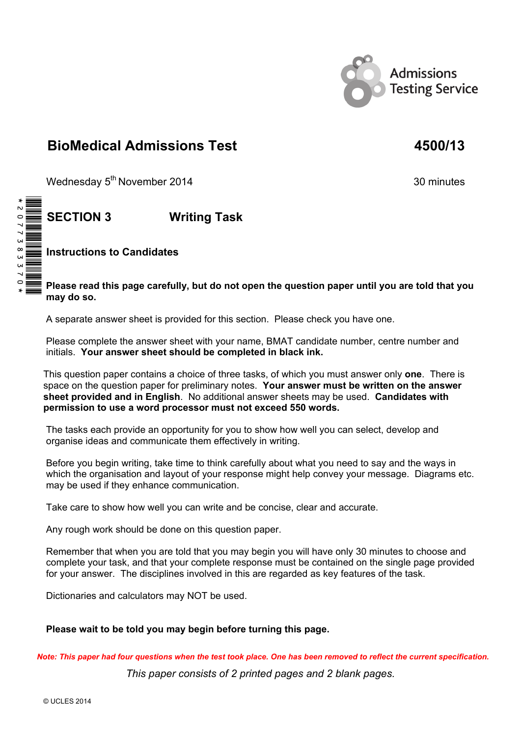Admissions Testing Service

# BioMedical Admissions Test 4500/13

Wednesday 5th November 2014 30 minutes

## SECTION 3 Writing Task

### Instructions to Candidates

**Please read this page carefully, but do not open the question paper until you are told that you may do so.**

A separate answer sheet is provided for this section. Please check you have one.

Please complete the answer sheet with your name, BMAT candidate number, centre number and initials. **Your answer sheet should be completed in black ink.**

This question paper contains a choice of three tasks, of which you must answer only **one**. There is space on the question paper for preliminary notes. **Your answer must be written on the answer sheet provided and in English**. No additional answer sheets may be used. **Candidates with permission to use a word processor must not exceed 550 words.**

The tasks each provide an opportunity for you to show how well you can select, develop and organise ideas and communicate them effectively in writing.

Before you begin writing, take time to think carefully about what you need to say and the ways in which the organisation and layout of your response might help convey your message. Diagrams etc. may be used if they enhance communication.

Take care to show how well you can write and be concise, clear and accurate.

Any rough work should be done on this question paper.

Remember that when you are told that you may begin you will have only 30 minutes to choose and complete your task, and that your complete response must be contained on the single page provided for your answer. The disciplines involved in this are regarded as key features of the task.

Dictionaries and calculators may NOT be used.

**Please wait to be told you may begin before turning this page.**

***Note: This paper had four questions when the test took place. One has been removed to reflect the current specification.***

*This paper consists of 2 printed pages and 2 blank pages.*

© UCLES 2014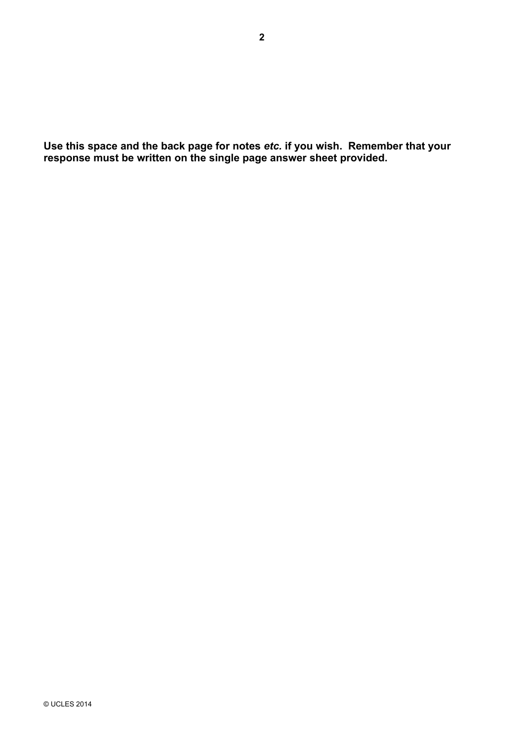**Use this space and the back page for notes *etc.* if you wish. Remember that your response must be written on the single page answer sheet provided.**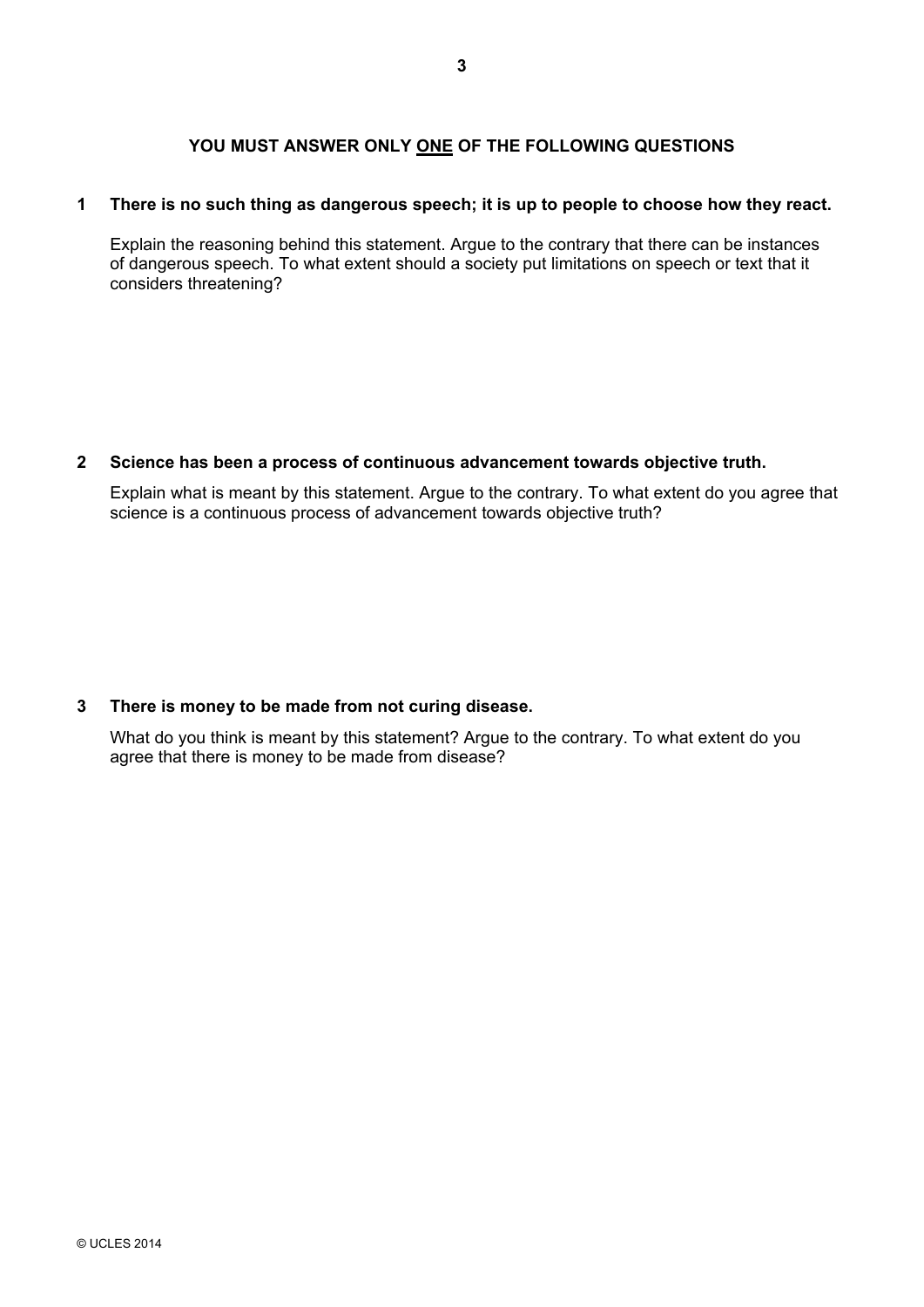**YOU MUST ANSWER ONLY <u>ONE</u> OF THE FOLLOWING QUESTIONS**

**1 There is no such thing as dangerous speech; it is up to people to choose how they react.**

Explain the reasoning behind this statement. Argue to the contrary that there can be instances of dangerous speech. To what extent should a society put limitations on speech or text that it considers threatening?

**2 Science has been a process of continuous advancement towards objective truth.**

Explain what is meant by this statement. Argue to the contrary. To what extent do you agree that science is a continuous process of advancement towards objective truth?

**3 There is money to be made from not curing disease.**

What do you think is meant by this statement? Argue to the contrary. To what extent do you agree that there is money to be made from disease?

© UCLES 2014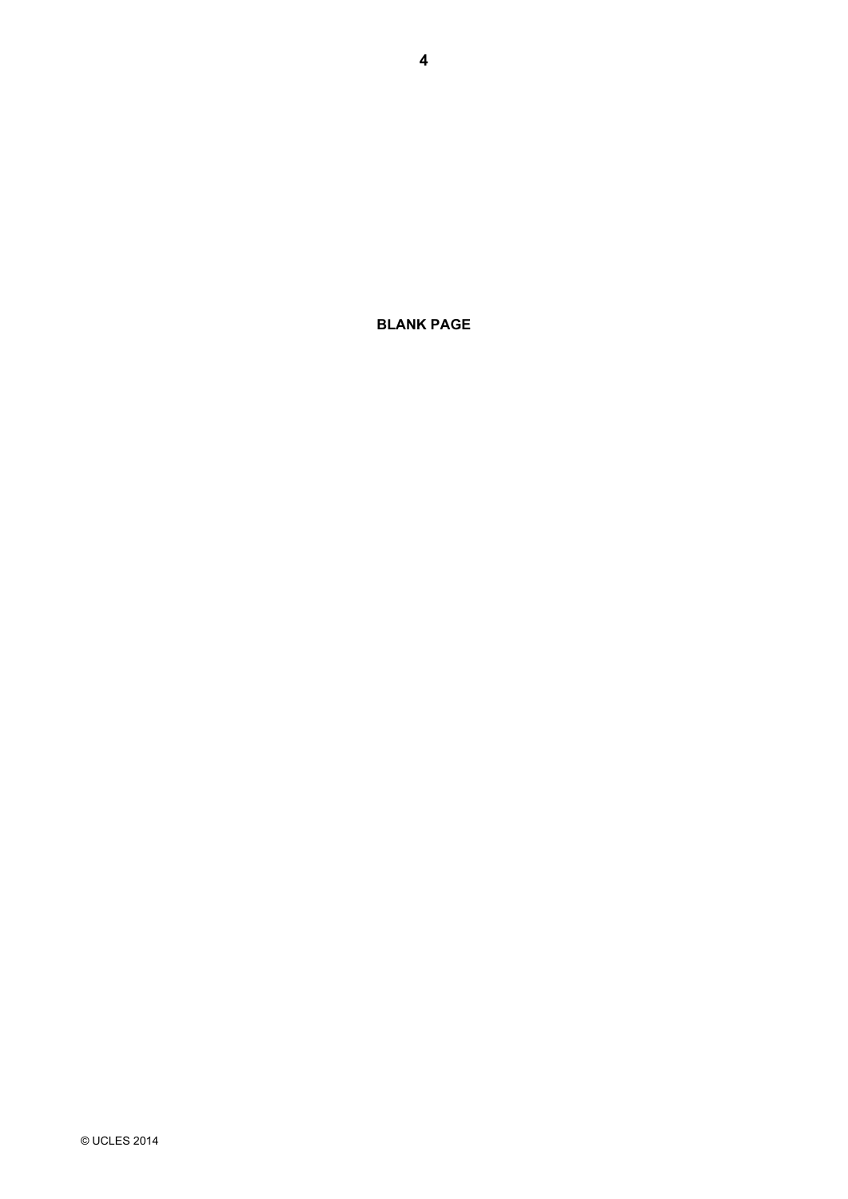**BLANK PAGE**

© UCLES 2014